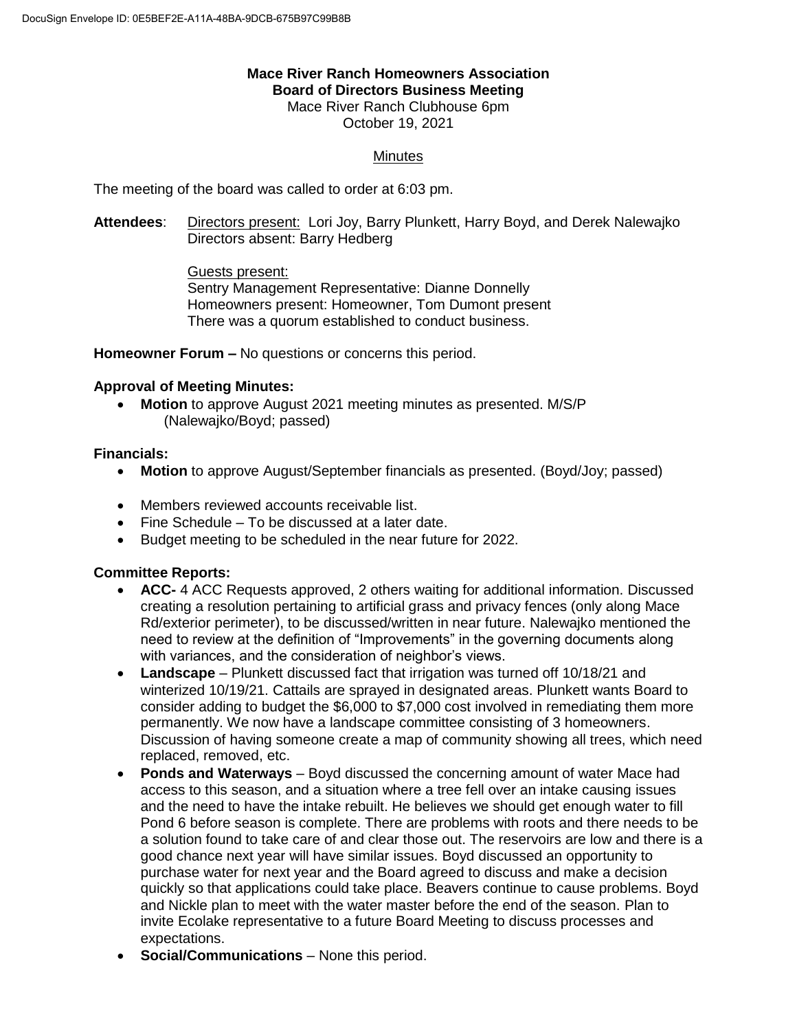**Mace River Ranch Homeowners Association**
**Board of Directors Business Meeting**
Mace River Ranch Clubhouse 6pm
October 19, 2021

Minutes

The meeting of the board was called to order at 6:03 pm.

**Attendees**: Directors present: Lori Joy, Barry Plunkett, Harry Boyd, and Derek Nalewajko
Directors absent: Barry Hedberg

Guests present:
Sentry Management Representative: Dianne Donnelly
Homeowners present: Homeowner, Tom Dumont present
There was a quorum established to conduct business.

**Homeowner Forum –** No questions or concerns this period.

**Approval of Meeting Minutes:**

- **Motion** to approve August 2021 meeting minutes as presented. M/S/P (Nalewajko/Boyd; passed)

**Financials:**

- **Motion** to approve August/September financials as presented. (Boyd/Joy; passed)
- Members reviewed accounts receivable list.
- Fine Schedule – To be discussed at a later date.
- Budget meeting to be scheduled in the near future for 2022.

**Committee Reports:**

- **ACC-** 4 ACC Requests approved, 2 others waiting for additional information. Discussed creating a resolution pertaining to artificial grass and privacy fences (only along Mace Rd/exterior perimeter), to be discussed/written in near future. Nalewajko mentioned the need to review at the definition of "Improvements" in the governing documents along with variances, and the consideration of neighbor's views.
- **Landscape** – Plunkett discussed fact that irrigation was turned off 10/18/21 and winterized 10/19/21. Cattails are sprayed in designated areas. Plunkett wants Board to consider adding to budget the $6,000 to $7,000 cost involved in remediating them more permanently. We now have a landscape committee consisting of 3 homeowners. Discussion of having someone create a map of community showing all trees, which need replaced, removed, etc.
- **Ponds and Waterways** – Boyd discussed the concerning amount of water Mace had access to this season, and a situation where a tree fell over an intake causing issues and the need to have the intake rebuilt. He believes we should get enough water to fill Pond 6 before season is complete. There are problems with roots and there needs to be a solution found to take care of and clear those out. The reservoirs are low and there is a good chance next year will have similar issues. Boyd discussed an opportunity to purchase water for next year and the Board agreed to discuss and make a decision quickly so that applications could take place. Beavers continue to cause problems. Boyd and Nickle plan to meet with the water master before the end of the season. Plan to invite Ecolake representative to a future Board Meeting to discuss processes and expectations.
- **Social/Communications** – None this period.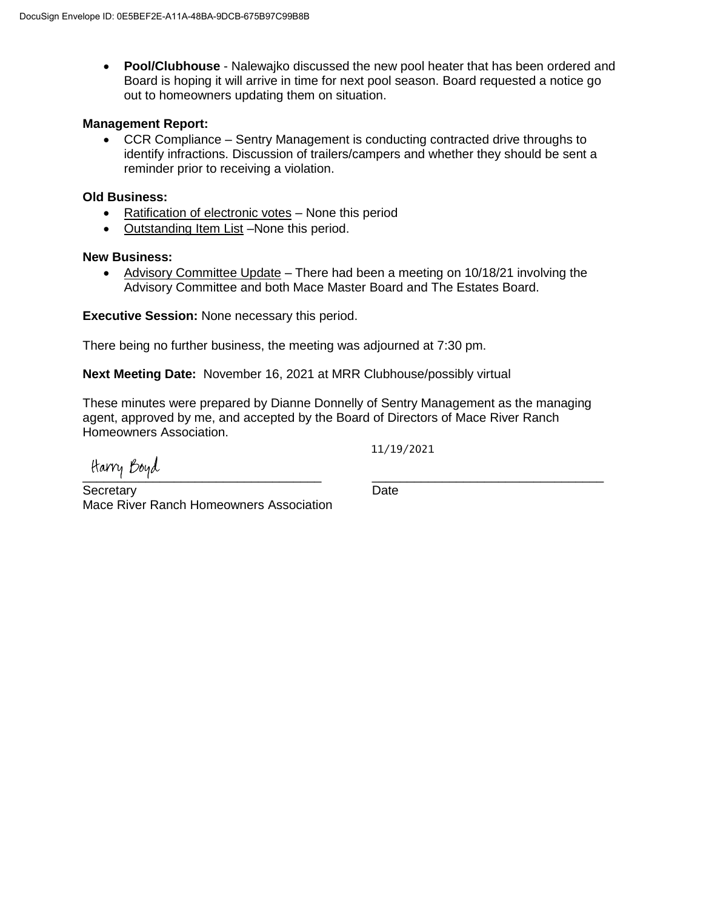- **Pool/Clubhouse** - Nalewajko discussed the new pool heater that has been ordered and Board is hoping it will arrive in time for next pool season. Board requested a notice go out to homeowners updating them on situation.

**Management Report:**

- CCR Compliance – Sentry Management is conducting contracted drive throughs to identify infractions. Discussion of trailers/campers and whether they should be sent a reminder prior to receiving a violation.

**Old Business:**

- Ratification of electronic votes – None this period
- Outstanding Item List –None this period.

**New Business:**

- Advisory Committee Update – There had been a meeting on 10/18/21 involving the Advisory Committee and both Mace Master Board and The Estates Board.

**Executive Session:** None necessary this period.

There being no further business, the meeting was adjourned at 7:30 pm.

**Next Meeting Date:** November 16, 2021 at MRR Clubhouse/possibly virtual

These minutes were prepared by Dianne Donnelly of Sentry Management as the managing agent, approved by me, and accepted by the Board of Directors of Mace River Ranch Homeowners Association.

Harry Boyd ________________________________ 11/19/2021 ________________________________

Secretary Date
Mace River Ranch Homeowners Association